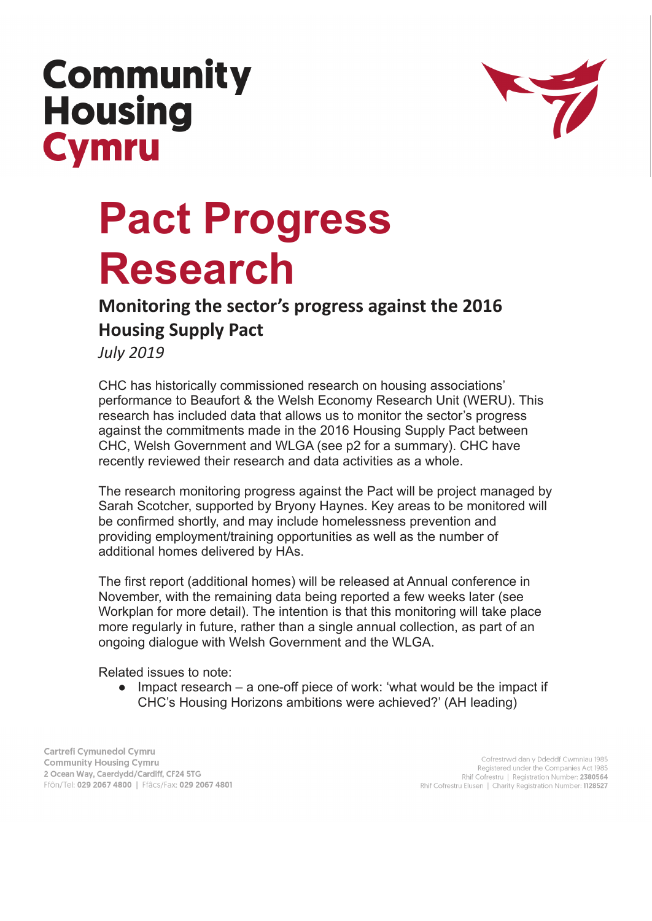Community Housing Cymru

# Pact Progress Research

## Monitoring the sector's progress against the 2016 Housing Supply Pact

*July 2019*

CHC has historically commissioned research on housing associations' performance to Beaufort & the Welsh Economy Research Unit (WERU). This research has included data that allows us to monitor the sector's progress against the commitments made in the 2016 Housing Supply Pact between CHC, Welsh Government and WLGA (see p2 for a summary). CHC have recently reviewed their research and data activities as a whole.

The research monitoring progress against the Pact will be project managed by Sarah Scotcher, supported by Bryony Haynes. Key areas to be monitored will be confirmed shortly, and may include homelessness prevention and providing employment/training opportunities as well as the number of additional homes delivered by HAs.

The first report (additional homes) will be released at Annual conference in November, with the remaining data being reported a few weeks later (see Workplan for more detail). The intention is that this monitoring will take place more regularly in future, rather than a single annual collection, as part of an ongoing dialogue with Welsh Government and the WLGA.

Related issues to note:

- Impact research – a one-off piece of work: 'what would be the impact if CHC's Housing Horizons ambitions were achieved?' (AH leading)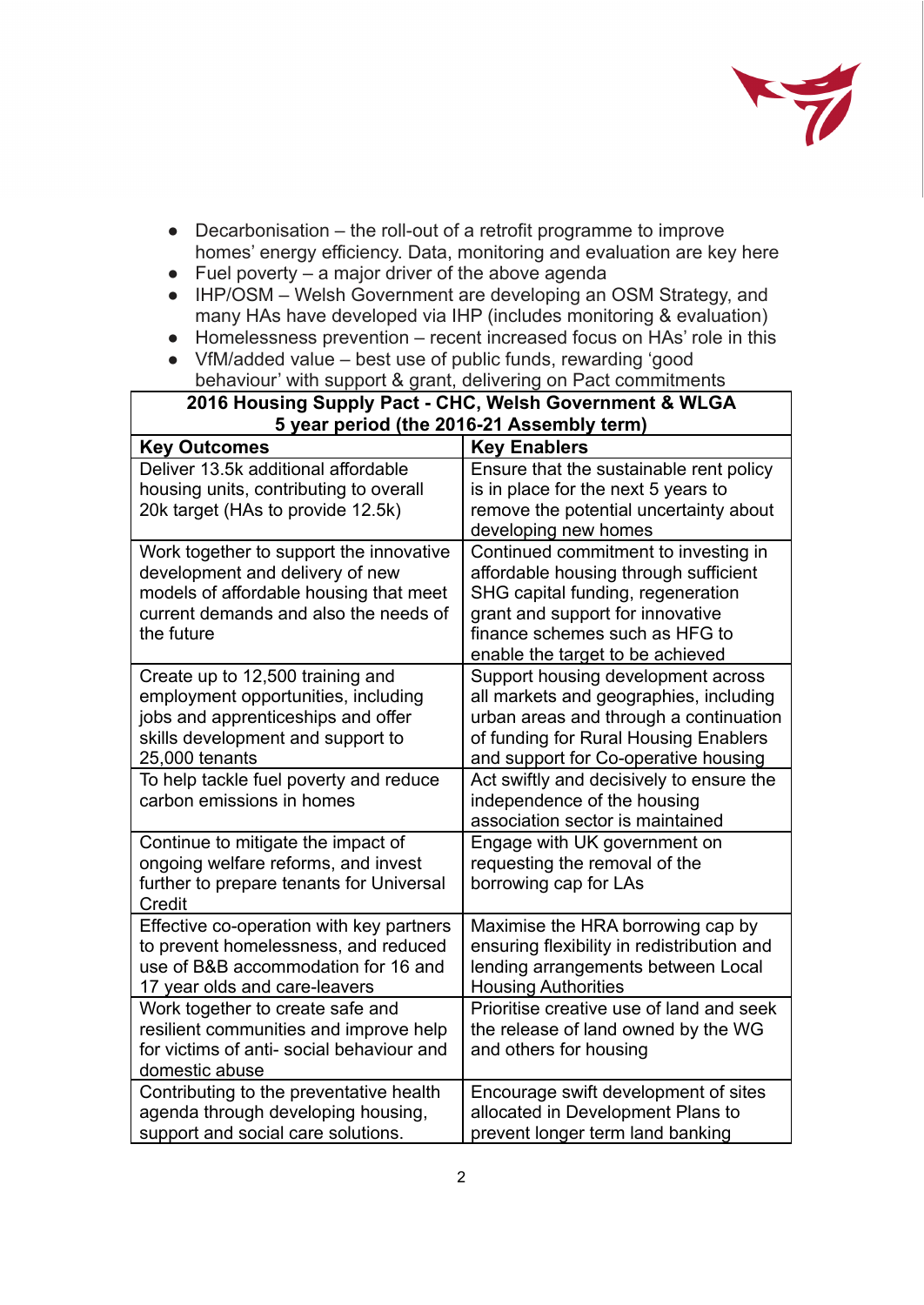- Decarbonisation – the roll-out of a retrofit programme to improve homes' energy efficiency. Data, monitoring and evaluation are key here
- Fuel poverty – a major driver of the above agenda
- IHP/OSM – Welsh Government are developing an OSM Strategy, and many HAs have developed via IHP (includes monitoring & evaluation)
- Homelessness prevention – recent increased focus on HAs' role in this
- VfM/added value – best use of public funds, rewarding 'good behaviour' with support & grant, delivering on Pact commitments

| **2016 Housing Supply Pact - CHC, Welsh Government & WLGA 5 year period (the 2016-21 Assembly term)** | |
|---|---|
| **Key Outcomes** | **Key Enablers** |
| Deliver 13.5k additional affordable housing units, contributing to overall 20k target (HAs to provide 12.5k) | Ensure that the sustainable rent policy is in place for the next 5 years to remove the potential uncertainty about developing new homes |
| Work together to support the innovative development and delivery of new models of affordable housing that meet current demands and also the needs of the future | Continued commitment to investing in affordable housing through sufficient SHG capital funding, regeneration grant and support for innovative finance schemes such as HFG to enable the target to be achieved |
| Create up to 12,500 training and employment opportunities, including jobs and apprenticeships and offer skills development and support to 25,000 tenants | Support housing development across all markets and geographies, including urban areas and through a continuation of funding for Rural Housing Enablers and support for Co-operative housing |
| To help tackle fuel poverty and reduce carbon emissions in homes | Act swiftly and decisively to ensure the independence of the housing association sector is maintained |
| Continue to mitigate the impact of ongoing welfare reforms, and invest further to prepare tenants for Universal Credit | Engage with UK government on requesting the removal of the borrowing cap for LAs |
| Effective co-operation with key partners to prevent homelessness, and reduced use of B&B accommodation for 16 and 17 year olds and care-leavers | Maximise the HRA borrowing cap by ensuring flexibility in redistribution and lending arrangements between Local Housing Authorities |
| Work together to create safe and resilient communities and improve help for victims of anti- social behaviour and domestic abuse | Prioritise creative use of land and seek the release of land owned by the WG and others for housing |
| Contributing to the preventative health agenda through developing housing, support and social care solutions. | Encourage swift development of sites allocated in Development Plans to prevent longer term land banking |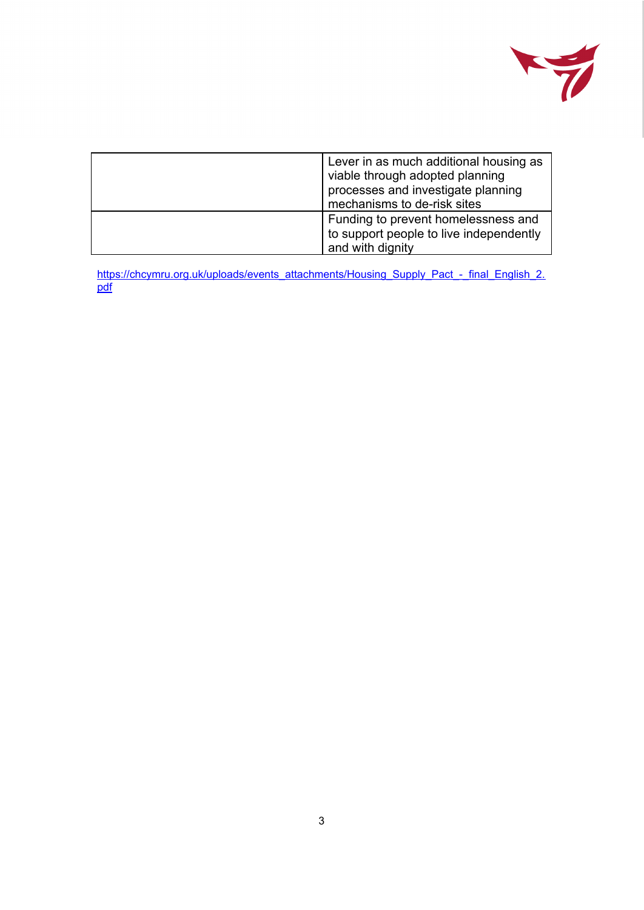| | |
|---|---|
| | Lever in as much additional housing as viable through adopted planning processes and investigate planning mechanisms to de-risk sites |
| | Funding to prevent homelessness and to support people to live independently and with dignity |

https://chcymru.org.uk/uploads/events_attachments/Housing_Supply_Pact_-_final_English_2.pdf